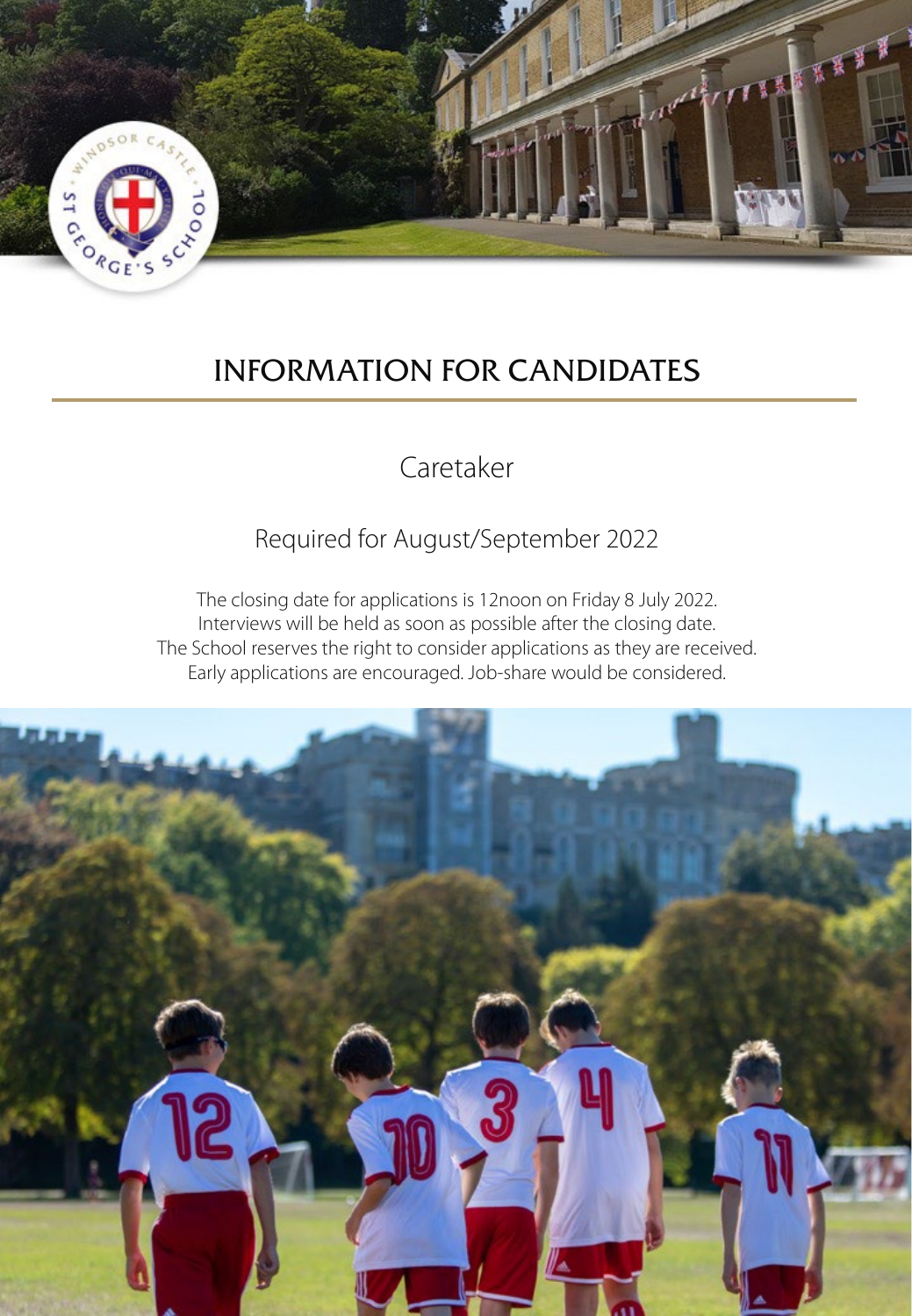# INFORMATION FOR CANDIDATES

## Caretaker

### Required for August/September 2022

The closing date for applications is 12noon on Friday 8 July 2022.
Interviews will be held as soon as possible after the closing date.
The School reserves the right to consider applications as they are received.
Early applications are encouraged. Job-share would be considered.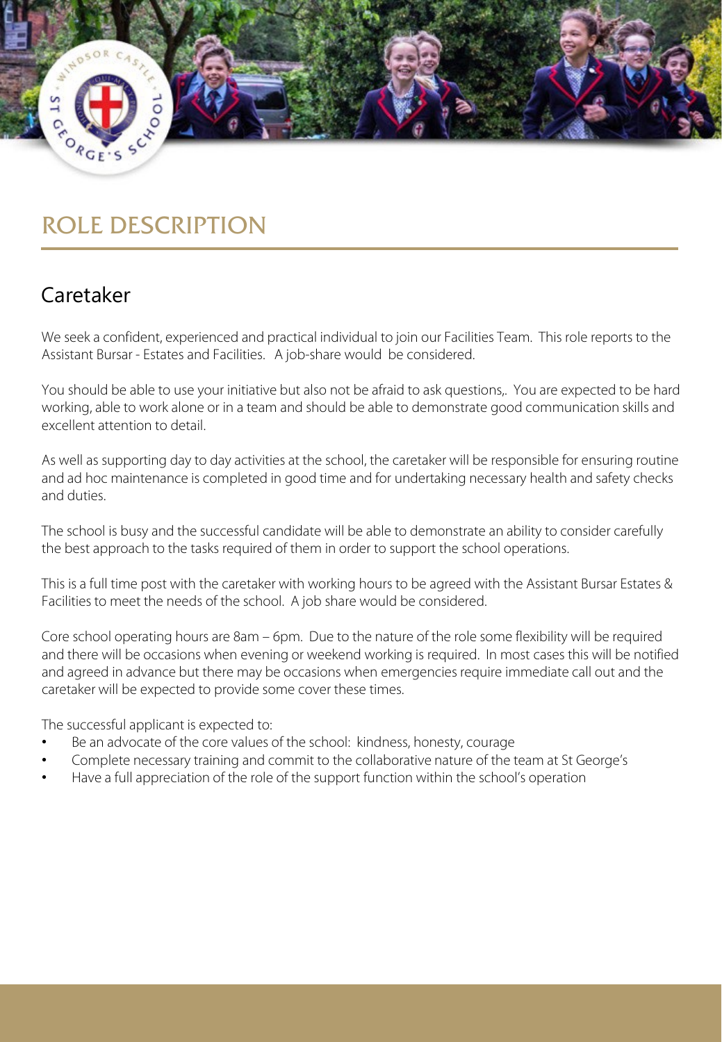# ROLE DESCRIPTION

## Caretaker

We seek a confident, experienced and practical individual to join our Facilities Team. This role reports to the Assistant Bursar - Estates and Facilities. A job-share would be considered.

You should be able to use your initiative but also not be afraid to ask questions,. You are expected to be hard working, able to work alone or in a team and should be able to demonstrate good communication skills and excellent attention to detail.

As well as supporting day to day activities at the school, the caretaker will be responsible for ensuring routine and ad hoc maintenance is completed in good time and for undertaking necessary health and safety checks and duties.

The school is busy and the successful candidate will be able to demonstrate an ability to consider carefully the best approach to the tasks required of them in order to support the school operations.

This is a full time post with the caretaker with working hours to be agreed with the Assistant Bursar Estates & Facilities to meet the needs of the school. A job share would be considered.

Core school operating hours are 8am – 6pm. Due to the nature of the role some flexibility will be required and there will be occasions when evening or weekend working is required. In most cases this will be notified and agreed in advance but there may be occasions when emergencies require immediate call out and the caretaker will be expected to provide some cover these times.

The successful applicant is expected to:

- Be an advocate of the core values of the school: kindness, honesty, courage
- Complete necessary training and commit to the collaborative nature of the team at St George's
- Have a full appreciation of the role of the support function within the school's operation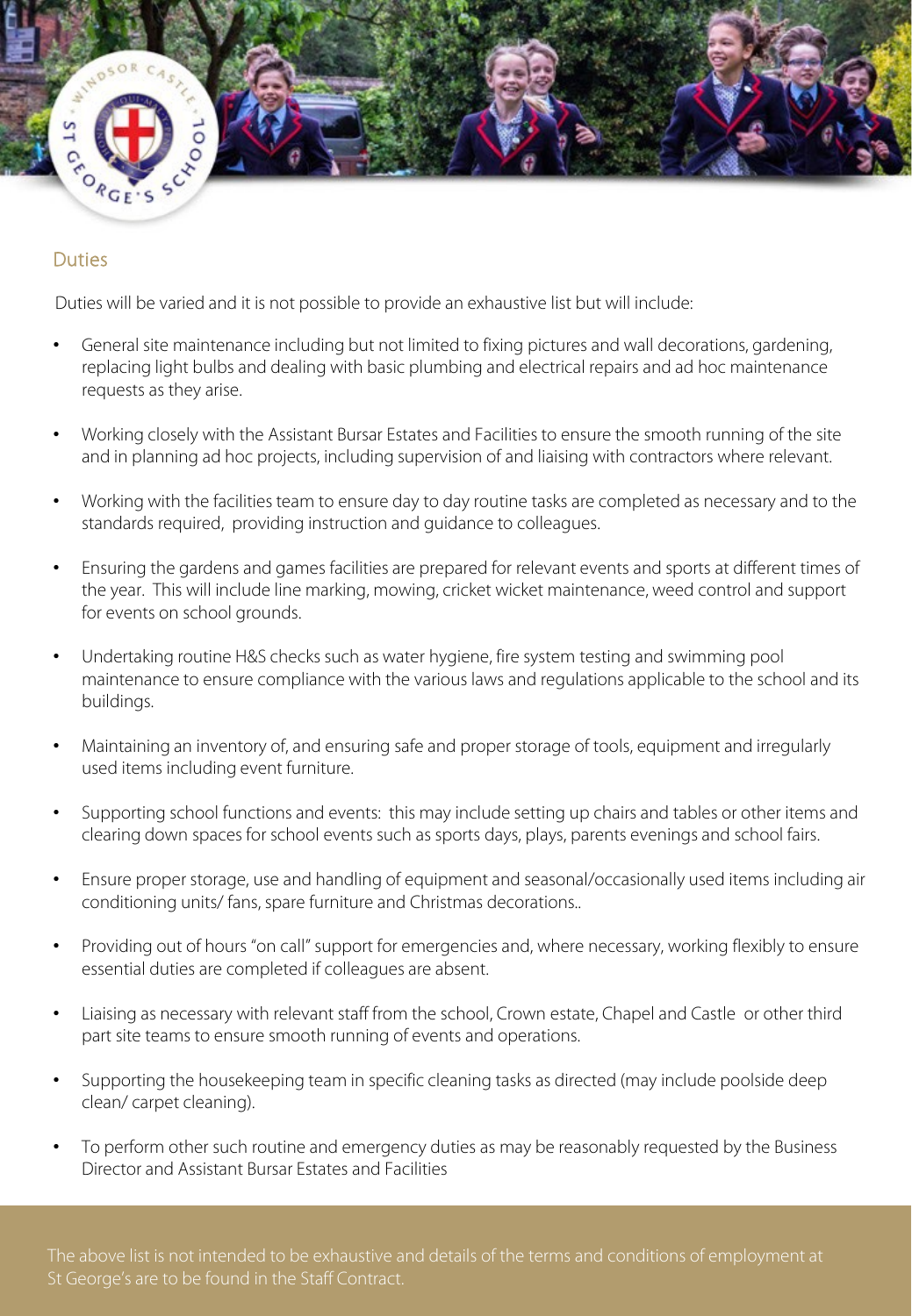## Duties

Duties will be varied and it is not possible to provide an exhaustive list but will include:

- General site maintenance including but not limited to fixing pictures and wall decorations, gardening, replacing light bulbs and dealing with basic plumbing and electrical repairs and ad hoc maintenance requests as they arise.
- Working closely with the Assistant Bursar Estates and Facilities to ensure the smooth running of the site and in planning ad hoc projects, including supervision of and liaising with contractors where relevant.
- Working with the facilities team to ensure day to day routine tasks are completed as necessary and to the standards required, providing instruction and guidance to colleagues.
- Ensuring the gardens and games facilities are prepared for relevant events and sports at different times of the year. This will include line marking, mowing, cricket wicket maintenance, weed control and support for events on school grounds.
- Undertaking routine H&S checks such as water hygiene, fire system testing and swimming pool maintenance to ensure compliance with the various laws and regulations applicable to the school and its buildings.
- Maintaining an inventory of, and ensuring safe and proper storage of tools, equipment and irregularly used items including event furniture.
- Supporting school functions and events: this may include setting up chairs and tables or other items and clearing down spaces for school events such as sports days, plays, parents evenings and school fairs.
- Ensure proper storage, use and handling of equipment and seasonal/occasionally used items including air conditioning units/ fans, spare furniture and Christmas decorations..
- Providing out of hours "on call" support for emergencies and, where necessary, working flexibly to ensure essential duties are completed if colleagues are absent.
- Liaising as necessary with relevant staff from the school, Crown estate, Chapel and Castle or other third part site teams to ensure smooth running of events and operations.
- Supporting the housekeeping team in specific cleaning tasks as directed (may include poolside deep clean/ carpet cleaning).
- To perform other such routine and emergency duties as may be reasonably requested by the Business Director and Assistant Bursar Estates and Facilities

The above list is not intended to be exhaustive and details of the terms and conditions of employment at St George's are to be found in the Staff Contract.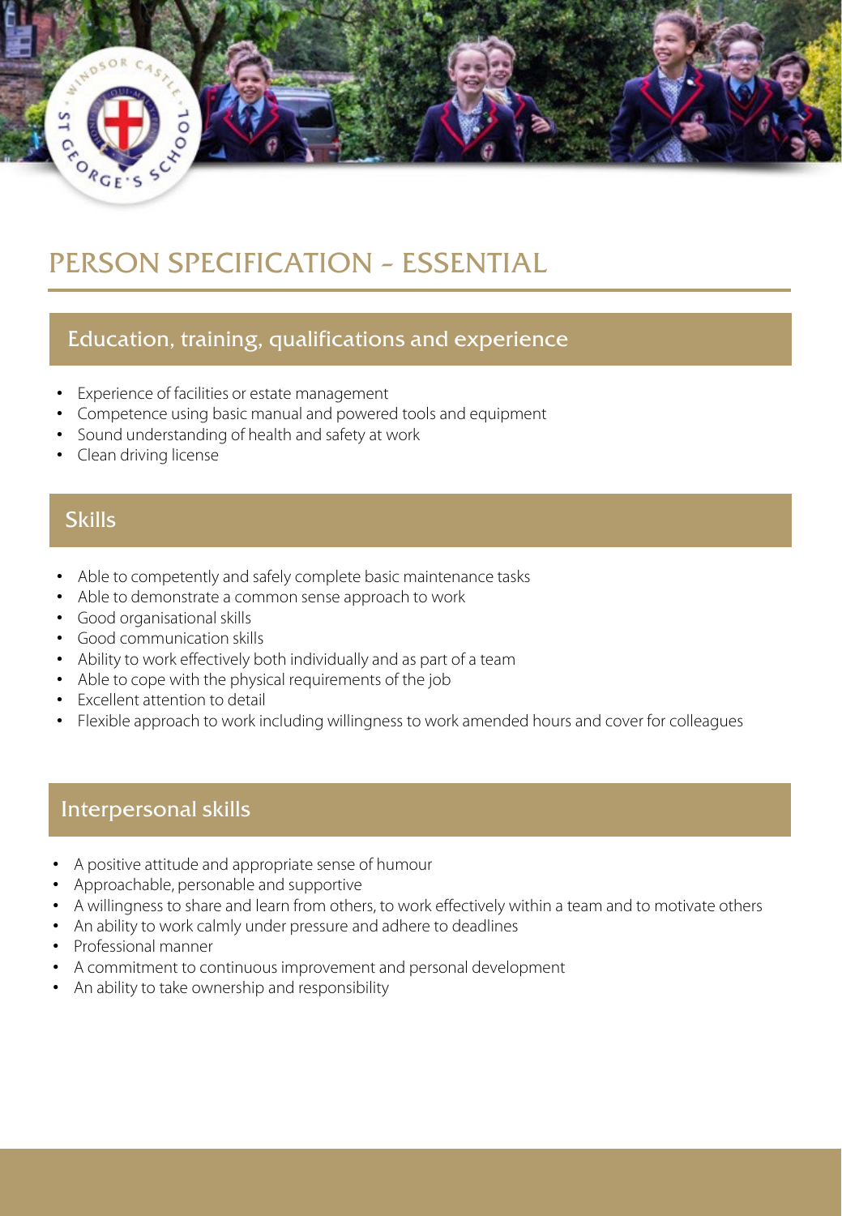# PERSON SPECIFICATION - ESSENTIAL

## Education, training, qualifications and experience

- Experience of facilities or estate management
- Competence using basic manual and powered tools and equipment
- Sound understanding of health and safety at work
- Clean driving license

## Skills

- Able to competently and safely complete basic maintenance tasks
- Able to demonstrate a common sense approach to work
- Good organisational skills
- Good communication skills
- Ability to work effectively both individually and as part of a team
- Able to cope with the physical requirements of the job
- Excellent attention to detail
- Flexible approach to work including willingness to work amended hours and cover for colleagues

## Interpersonal skills

- A positive attitude and appropriate sense of humour
- Approachable, personable and supportive
- A willingness to share and learn from others, to work effectively within a team and to motivate others
- An ability to work calmly under pressure and adhere to deadlines
- Professional manner
- A commitment to continuous improvement and personal development
- An ability to take ownership and responsibility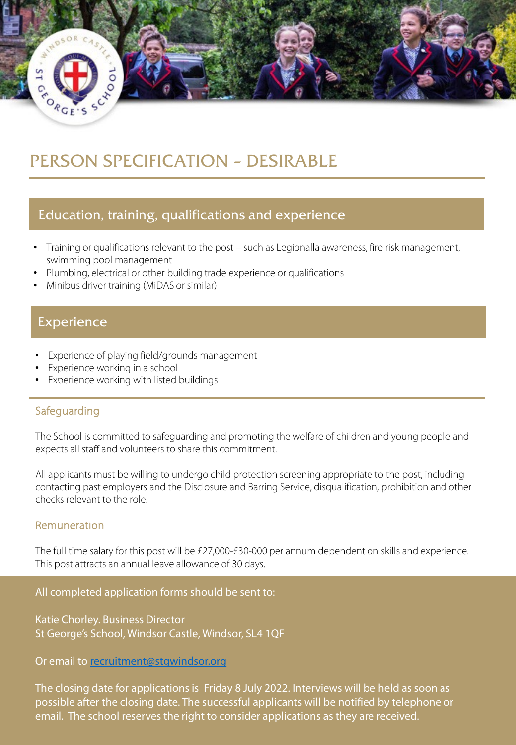# PERSON SPECIFICATION - DESIRABLE

## Education, training, qualifications and experience

- Training or qualifications relevant to the post – such as Legionalla awareness, fire risk management, swimming pool management
- Plumbing, electrical or other building trade experience or qualifications
- Minibus driver training (MiDAS or similar)

## Experience

- Experience of playing field/grounds management
- Experience working in a school
- Experience working with listed buildings

### Safeguarding

The School is committed to safeguarding and promoting the welfare of children and young people and expects all staff and volunteers to share this commitment.

All applicants must be willing to undergo child protection screening appropriate to the post, including contacting past employers and the Disclosure and Barring Service, disqualification, prohibition and other checks relevant to the role.

### Remuneration

The full time salary for this post will be £27,000-£30-000 per annum dependent on skills and experience. This post attracts an annual leave allowance of 30 days.

All completed application forms should be sent to:

Katie Chorley. Business Director
St George's School, Windsor Castle, Windsor, SL4 1QF

Or email to recruitment@stgwindsor.org

The closing date for applications is Friday 8 July 2022. Interviews will be held as soon as possible after the closing date. The successful applicants will be notified by telephone or email. The school reserves the right to consider applications as they are received.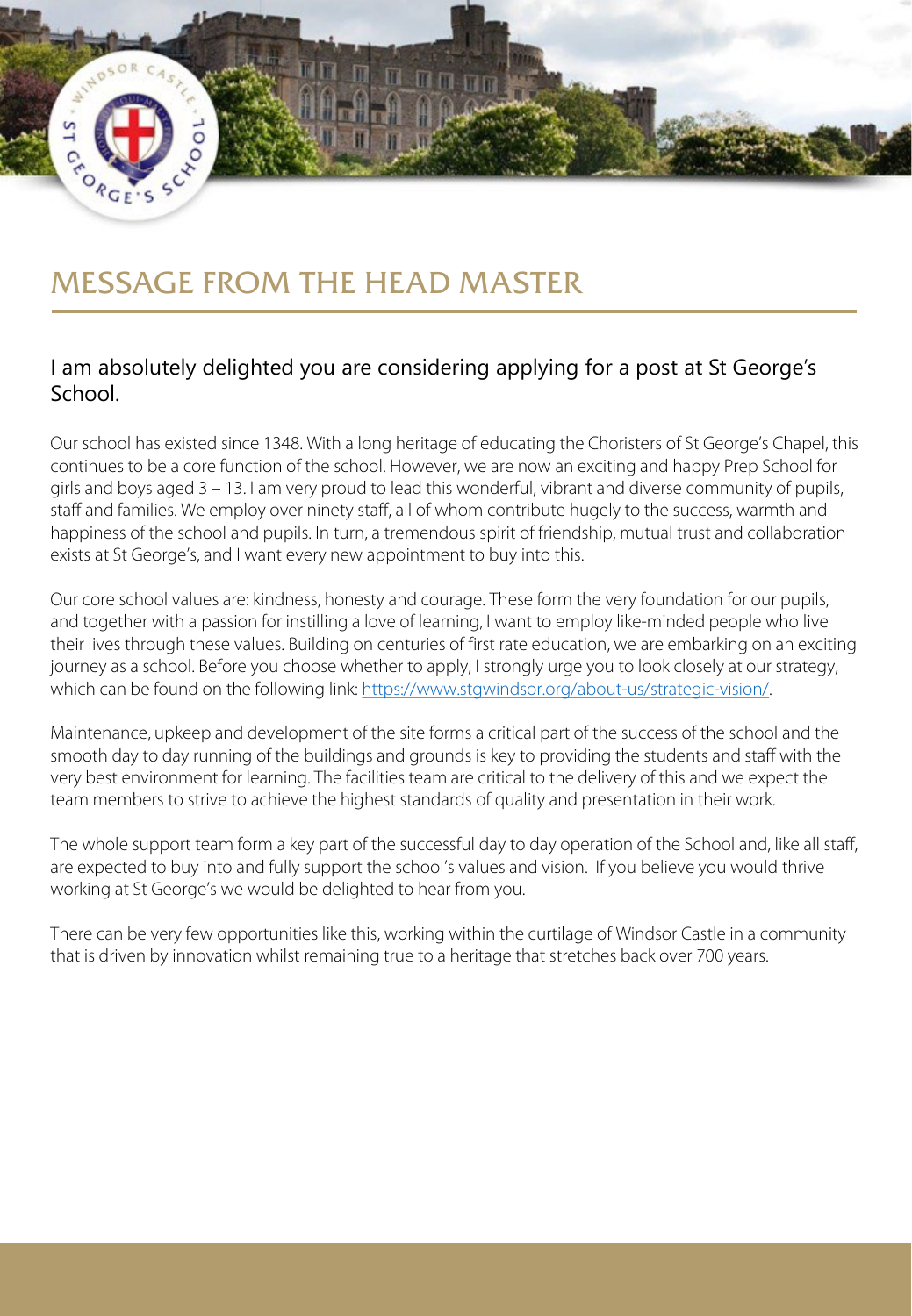# MESSAGE FROM THE HEAD MASTER

## I am absolutely delighted you are considering applying for a post at St George's School.

Our school has existed since 1348. With a long heritage of educating the Choristers of St George's Chapel, this continues to be a core function of the school. However, we are now an exciting and happy Prep School for girls and boys aged 3 – 13. I am very proud to lead this wonderful, vibrant and diverse community of pupils, staff and families. We employ over ninety staff, all of whom contribute hugely to the success, warmth and happiness of the school and pupils. In turn, a tremendous spirit of friendship, mutual trust and collaboration exists at St George's, and I want every new appointment to buy into this.

Our core school values are: kindness, honesty and courage. These form the very foundation for our pupils, and together with a passion for instilling a love of learning, I want to employ like-minded people who live their lives through these values. Building on centuries of first rate education, we are embarking on an exciting journey as a school. Before you choose whether to apply, I strongly urge you to look closely at our strategy, which can be found on the following link: [https://www.stgwindsor.org/about-us/strategic-vision/](https://www.stgwindsor.org/about-us/strategic-vision/).

Maintenance, upkeep and development of the site forms a critical part of the success of the school and the smooth day to day running of the buildings and grounds is key to providing the students and staff with the very best environment for learning. The facilities team are critical to the delivery of this and we expect the team members to strive to achieve the highest standards of quality and presentation in their work.

The whole support team form a key part of the successful day to day operation of the School and, like all staff, are expected to buy into and fully support the school's values and vision. If you believe you would thrive working at St George's we would be delighted to hear from you.

There can be very few opportunities like this, working within the curtilage of Windsor Castle in a community that is driven by innovation whilst remaining true to a heritage that stretches back over 700 years.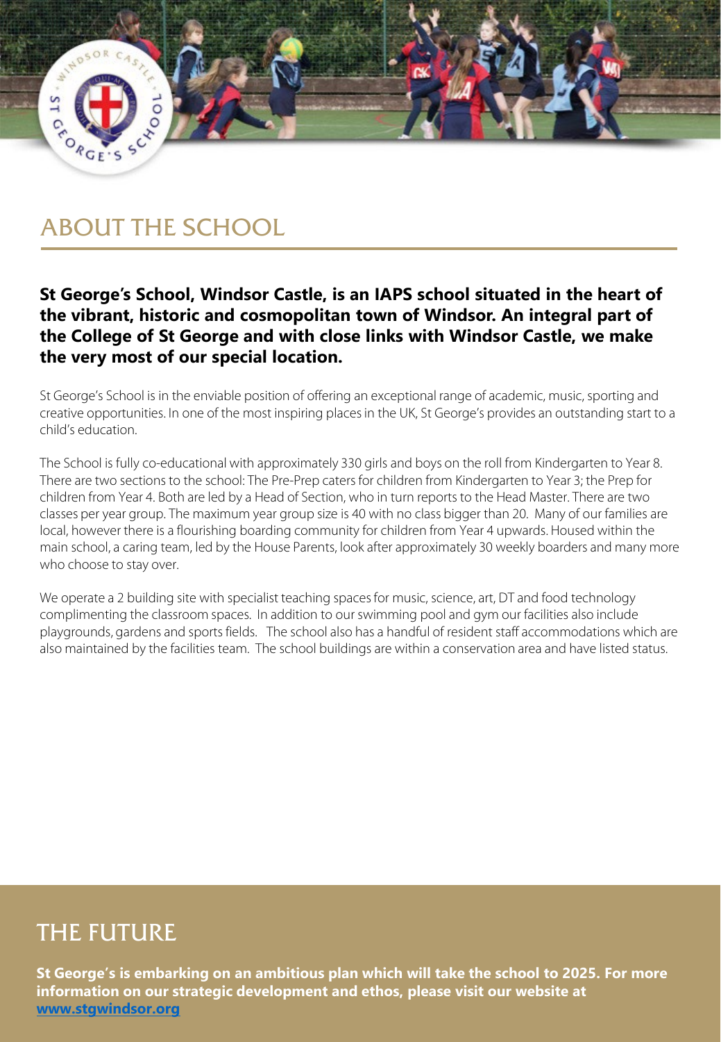## ABOUT THE SCHOOL

**St George's School, Windsor Castle, is an IAPS school situated in the heart of the vibrant, historic and cosmopolitan town of Windsor. An integral part of the College of St George and with close links with Windsor Castle, we make the very most of our special location.**

St George's School is in the enviable position of offering an exceptional range of academic, music, sporting and creative opportunities. In one of the most inspiring places in the UK, St George's provides an outstanding start to a child's education.

The School is fully co-educational with approximately 330 girls and boys on the roll from Kindergarten to Year 8. There are two sections to the school: The Pre-Prep caters for children from Kindergarten to Year 3; the Prep for children from Year 4. Both are led by a Head of Section, who in turn reports to the Head Master. There are two classes per year group. The maximum year group size is 40 with no class bigger than 20. Many of our families are local, however there is a flourishing boarding community for children from Year 4 upwards. Housed within the main school, a caring team, led by the House Parents, look after approximately 30 weekly boarders and many more who choose to stay over.

We operate a 2 building site with specialist teaching spaces for music, science, art, DT and food technology complimenting the classroom spaces. In addition to our swimming pool and gym our facilities also include playgrounds, gardens and sports fields. The school also has a handful of resident staff accommodations which are also maintained by the facilities team. The school buildings are within a conservation area and have listed status.

## THE FUTURE

**St George's is embarking on an ambitious plan which will take the school to 2025. For more information on our strategic development and ethos, please visit our website at [www.stgwindsor.org](http://www.stgwindsor.org)**